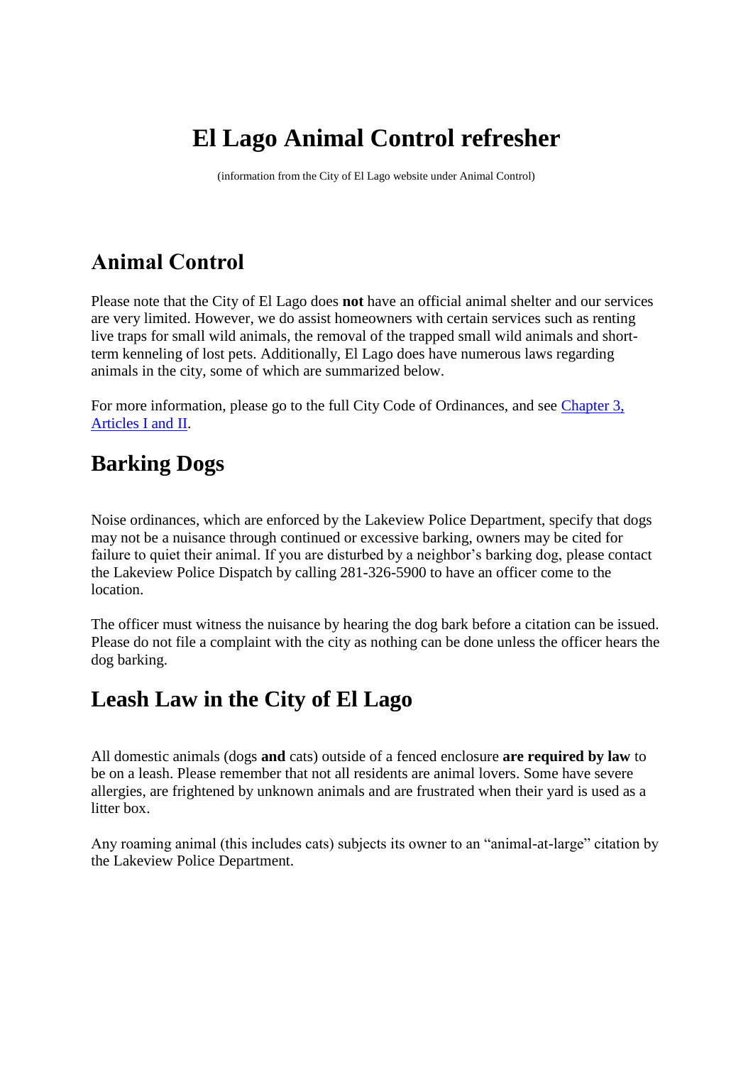# El Lago Animal Control refresher

(information from the City of El Lago website under Animal Control)

## Animal Control

Please note that the City of El Lago does **not** have an official animal shelter and our services are very limited. However, we do assist homeowners with certain services such as renting live traps for small wild animals, the removal of the trapped small wild animals and short-term kenneling of lost pets. Additionally, El Lago does have numerous laws regarding animals in the city, some of which are summarized below.

For more information, please go to the full City Code of Ordinances, and see Chapter 3, Articles I and II.

## Barking Dogs

Noise ordinances, which are enforced by the Lakeview Police Department, specify that dogs may not be a nuisance through continued or excessive barking, owners may be cited for failure to quiet their animal. If you are disturbed by a neighbor's barking dog, please contact the Lakeview Police Dispatch by calling 281-326-5900 to have an officer come to the location.

The officer must witness the nuisance by hearing the dog bark before a citation can be issued. Please do not file a complaint with the city as nothing can be done unless the officer hears the dog barking.

## Leash Law in the City of El Lago

All domestic animals (dogs **and** cats) outside of a fenced enclosure **are required by law** to be on a leash. Please remember that not all residents are animal lovers. Some have severe allergies, are frightened by unknown animals and are frustrated when their yard is used as a litter box.

Any roaming animal (this includes cats) subjects its owner to an "animal-at-large" citation by the Lakeview Police Department.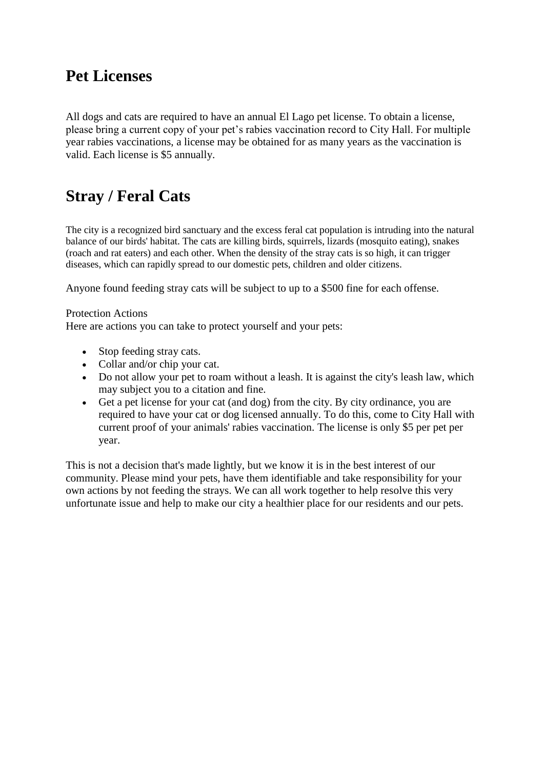## Pet Licenses

All dogs and cats are required to have an annual El Lago pet license. To obtain a license, please bring a current copy of your pet's rabies vaccination record to City Hall. For multiple year rabies vaccinations, a license may be obtained for as many years as the vaccination is valid. Each license is $5 annually.

## Stray / Feral Cats

The city is a recognized bird sanctuary and the excess feral cat population is intruding into the natural balance of our birds' habitat. The cats are killing birds, squirrels, lizards (mosquito eating), snakes (roach and rat eaters) and each other. When the density of the stray cats is so high, it can trigger diseases, which can rapidly spread to our domestic pets, children and older citizens.

Anyone found feeding stray cats will be subject to up to a $500 fine for each offense.

Protection Actions
Here are actions you can take to protect yourself and your pets:

- Stop feeding stray cats.
- Collar and/or chip your cat.
- Do not allow your pet to roam without a leash. It is against the city's leash law, which may subject you to a citation and fine.
- Get a pet license for your cat (and dog) from the city. By city ordinance, you are required to have your cat or dog licensed annually. To do this, come to City Hall with current proof of your animals' rabies vaccination. The license is only $5 per pet per year.

This is not a decision that's made lightly, but we know it is in the best interest of our community. Please mind your pets, have them identifiable and take responsibility for your own actions by not feeding the strays. We can all work together to help resolve this very unfortunate issue and help to make our city a healthier place for our residents and our pets.